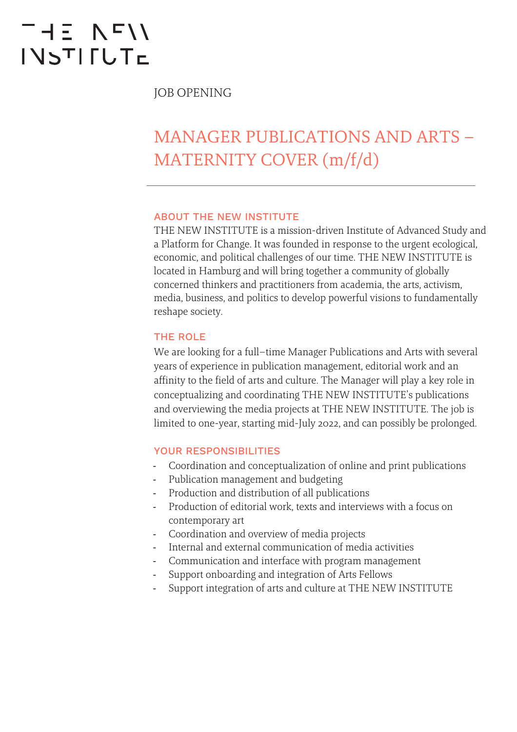THE NEW INSTITUTE

JOB OPENING

# MANAGER PUBLICATIONS AND ARTS – MATERNITY COVER (m/f/d)

## ABOUT THE NEW INSTITUTE

THE NEW INSTITUTE is a mission-driven Institute of Advanced Study and a Platform for Change. It was founded in response to the urgent ecological, economic, and political challenges of our time. THE NEW INSTITUTE is located in Hamburg and will bring together a community of globally concerned thinkers and practitioners from academia, the arts, activism, media, business, and politics to develop powerful visions to fundamentally reshape society.

## THE ROLE

We are looking for a full–time Manager Publications and Arts with several years of experience in publication management, editorial work and an affinity to the field of arts and culture. The Manager will play a key role in conceptualizing and coordinating THE NEW INSTITUTE's publications and overviewing the media projects at THE NEW INSTITUTE. The job is limited to one-year, starting mid-July 2022, and can possibly be prolonged.

## YOUR RESPONSIBILITIES

- Coordination and conceptualization of online and print publications
- Publication management and budgeting
- Production and distribution of all publications
- Production of editorial work, texts and interviews with a focus on contemporary art
- Coordination and overview of media projects
- Internal and external communication of media activities
- Communication and interface with program management
- Support onboarding and integration of Arts Fellows
- Support integration of arts and culture at THE NEW INSTITUTE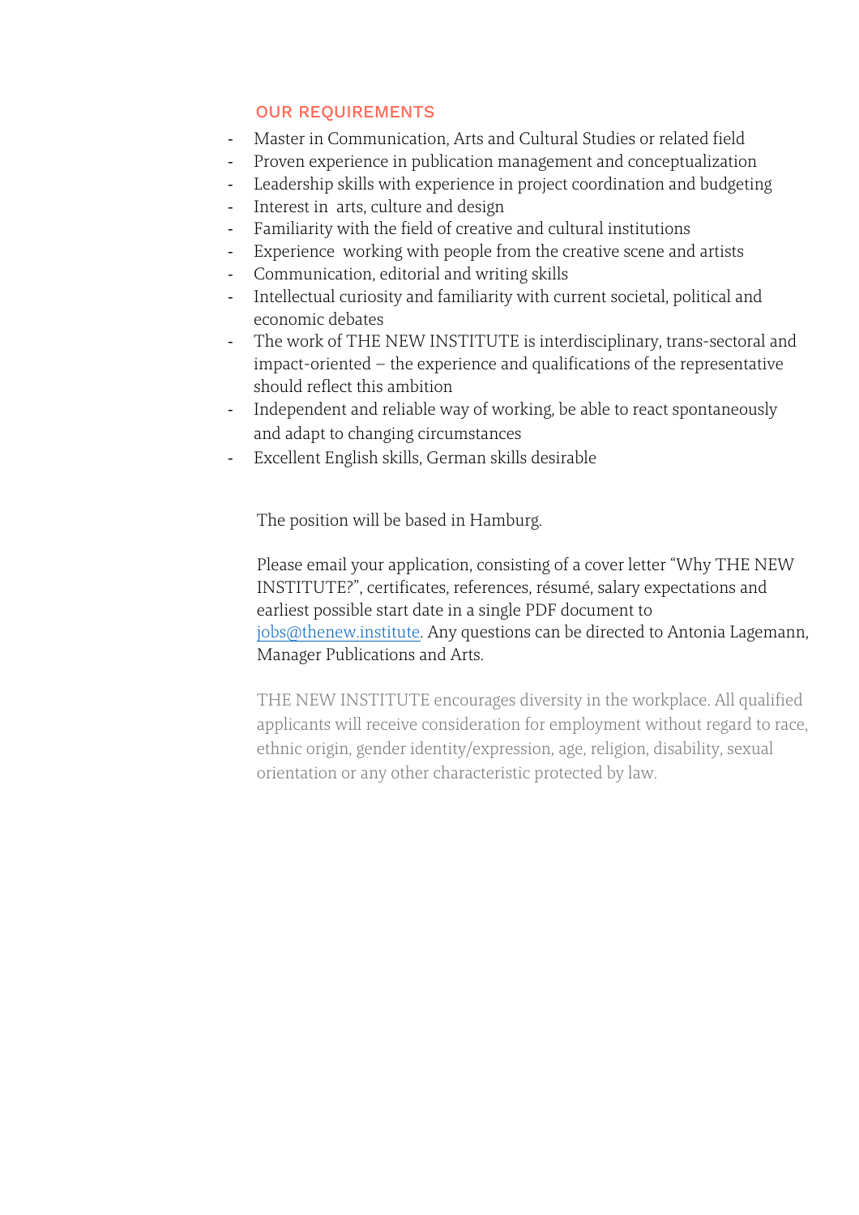## OUR REQUIREMENTS

- Master in Communication, Arts and Cultural Studies or related field
- Proven experience in publication management and conceptualization
- Leadership skills with experience in project coordination and budgeting
- Interest in arts, culture and design
- Familiarity with the field of creative and cultural institutions
- Experience working with people from the creative scene and artists
- Communication, editorial and writing skills
- Intellectual curiosity and familiarity with current societal, political and economic debates
- The work of THE NEW INSTITUTE is interdisciplinary, trans-sectoral and impact-oriented – the experience and qualifications of the representative should reflect this ambition
- Independent and reliable way of working, be able to react spontaneously and adapt to changing circumstances
- Excellent English skills, German skills desirable

The position will be based in Hamburg.

Please email your application, consisting of a cover letter "Why THE NEW INSTITUTE?", certificates, references, résumé, salary expectations and earliest possible start date in a single PDF document to jobs@thenew.institute. Any questions can be directed to Antonia Lagemann, Manager Publications and Arts.

THE NEW INSTITUTE encourages diversity in the workplace. All qualified applicants will receive consideration for employment without regard to race, ethnic origin, gender identity/expression, age, religion, disability, sexual orientation or any other characteristic protected by law.